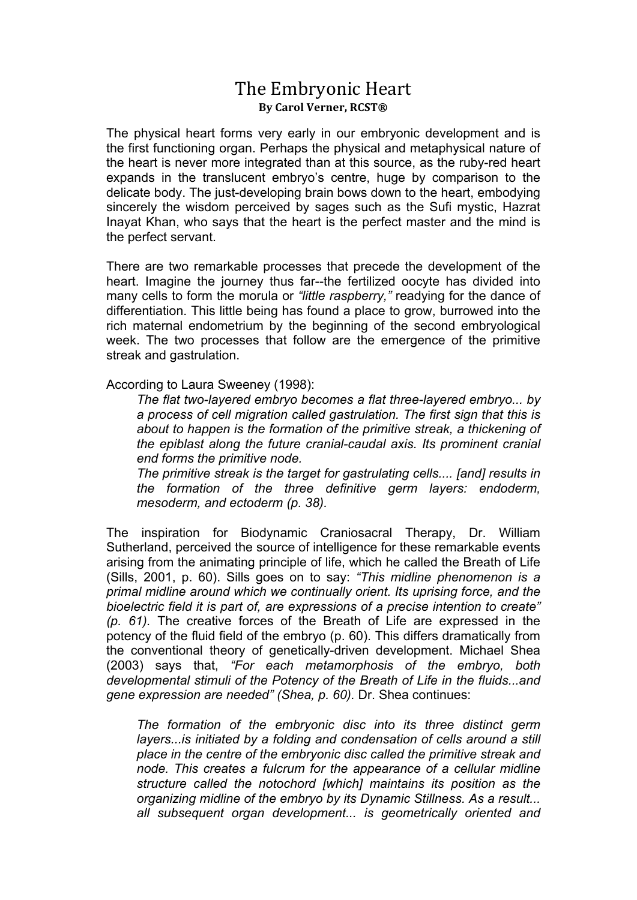# The Embryonic Heart

**By Carol Verner, RCST®**

The physical heart forms very early in our embryonic development and is the first functioning organ. Perhaps the physical and metaphysical nature of the heart is never more integrated than at this source, as the ruby-red heart expands in the translucent embryo's centre, huge by comparison to the delicate body. The just-developing brain bows down to the heart, embodying sincerely the wisdom perceived by sages such as the Sufi mystic, Hazrat Inayat Khan, who says that the heart is the perfect master and the mind is the perfect servant.

There are two remarkable processes that precede the development of the heart. Imagine the journey thus far--the fertilized oocyte has divided into many cells to form the morula or *"little raspberry,"* readying for the dance of differentiation. This little being has found a place to grow, burrowed into the rich maternal endometrium by the beginning of the second embryological week. The two processes that follow are the emergence of the primitive streak and gastrulation.

According to Laura Sweeney (1998):

> *The flat two-layered embryo becomes a flat three-layered embryo... by a process of cell migration called gastrulation. The first sign that this is about to happen is the formation of the primitive streak, a thickening of the epiblast along the future cranial-caudal axis. Its prominent cranial end forms the primitive node.*
>
> *The primitive streak is the target for gastrulating cells.... [and] results in the formation of the three definitive germ layers: endoderm, mesoderm, and ectoderm (p. 38).*

The inspiration for Biodynamic Craniosacral Therapy, Dr. William Sutherland, perceived the source of intelligence for these remarkable events arising from the animating principle of life, which he called the Breath of Life (Sills, 2001, p. 60). Sills goes on to say: *"This midline phenomenon is a primal midline around which we continually orient. Its uprising force, and the bioelectric field it is part of, are expressions of a precise intention to create" (p. 61).* The creative forces of the Breath of Life are expressed in the potency of the fluid field of the embryo (p. 60). This differs dramatically from the conventional theory of genetically-driven development. Michael Shea (2003) says that, *"For each metamorphosis of the embryo, both developmental stimuli of the Potency of the Breath of Life in the fluids...and gene expression are needed" (Shea, p. 60).* Dr. Shea continues:

> *The formation of the embryonic disc into its three distinct germ layers...is initiated by a folding and condensation of cells around a still place in the centre of the embryonic disc called the primitive streak and node. This creates a fulcrum for the appearance of a cellular midline structure called the notochord [which] maintains its position as the organizing midline of the embryo by its Dynamic Stillness. As a result... all subsequent organ development... is geometrically oriented and*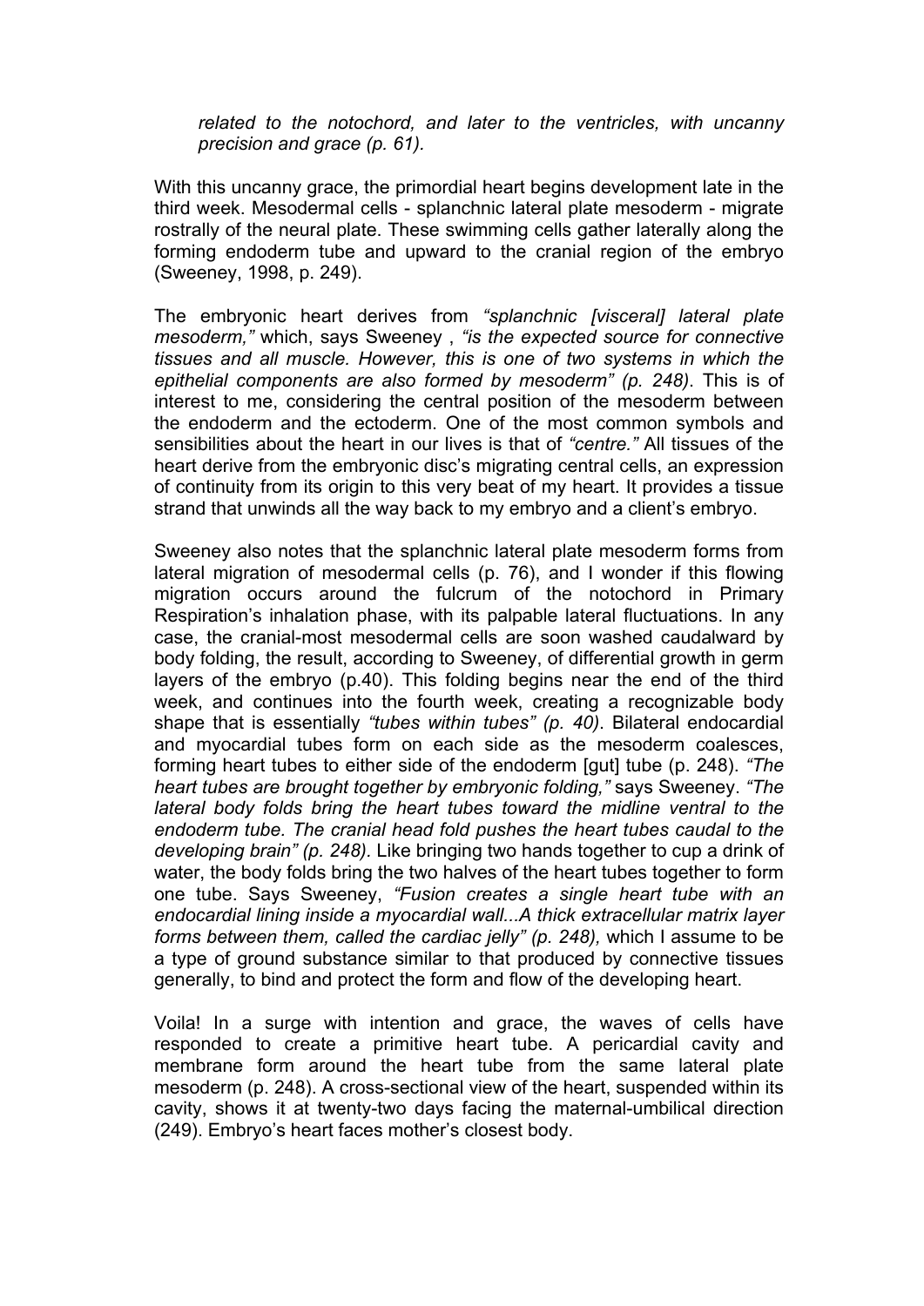*related to the notochord, and later to the ventricles, with uncanny precision and grace (p. 61).*

With this uncanny grace, the primordial heart begins development late in the third week. Mesodermal cells - splanchnic lateral plate mesoderm - migrate rostrally of the neural plate. These swimming cells gather laterally along the forming endoderm tube and upward to the cranial region of the embryo (Sweeney, 1998, p. 249).

The embryonic heart derives from *"splanchnic [visceral] lateral plate mesoderm,"* which, says Sweeney , *"is the expected source for connective tissues and all muscle. However, this is one of two systems in which the epithelial components are also formed by mesoderm" (p. 248)*. This is of interest to me, considering the central position of the mesoderm between the endoderm and the ectoderm. One of the most common symbols and sensibilities about the heart in our lives is that of *"centre."* All tissues of the heart derive from the embryonic disc's migrating central cells, an expression of continuity from its origin to this very beat of my heart. It provides a tissue strand that unwinds all the way back to my embryo and a client's embryo.

Sweeney also notes that the splanchnic lateral plate mesoderm forms from lateral migration of mesodermal cells (p. 76), and I wonder if this flowing migration occurs around the fulcrum of the notochord in Primary Respiration's inhalation phase, with its palpable lateral fluctuations. In any case, the cranial-most mesodermal cells are soon washed caudalward by body folding, the result, according to Sweeney, of differential growth in germ layers of the embryo (p.40). This folding begins near the end of the third week, and continues into the fourth week, creating a recognizable body shape that is essentially *"tubes within tubes" (p. 40)*. Bilateral endocardial and myocardial tubes form on each side as the mesoderm coalesces, forming heart tubes to either side of the endoderm [gut] tube (p. 248). *"The heart tubes are brought together by embryonic folding,"* says Sweeney. *"The lateral body folds bring the heart tubes toward the midline ventral to the endoderm tube. The cranial head fold pushes the heart tubes caudal to the developing brain" (p. 248).* Like bringing two hands together to cup a drink of water, the body folds bring the two halves of the heart tubes together to form one tube. Says Sweeney, *"Fusion creates a single heart tube with an endocardial lining inside a myocardial wall...A thick extracellular matrix layer forms between them, called the cardiac jelly" (p. 248),* which I assume to be a type of ground substance similar to that produced by connective tissues generally, to bind and protect the form and flow of the developing heart.

Voila! In a surge with intention and grace, the waves of cells have responded to create a primitive heart tube. A pericardial cavity and membrane form around the heart tube from the same lateral plate mesoderm (p. 248). A cross-sectional view of the heart, suspended within its cavity, shows it at twenty-two days facing the maternal-umbilical direction (249). Embryo's heart faces mother's closest body.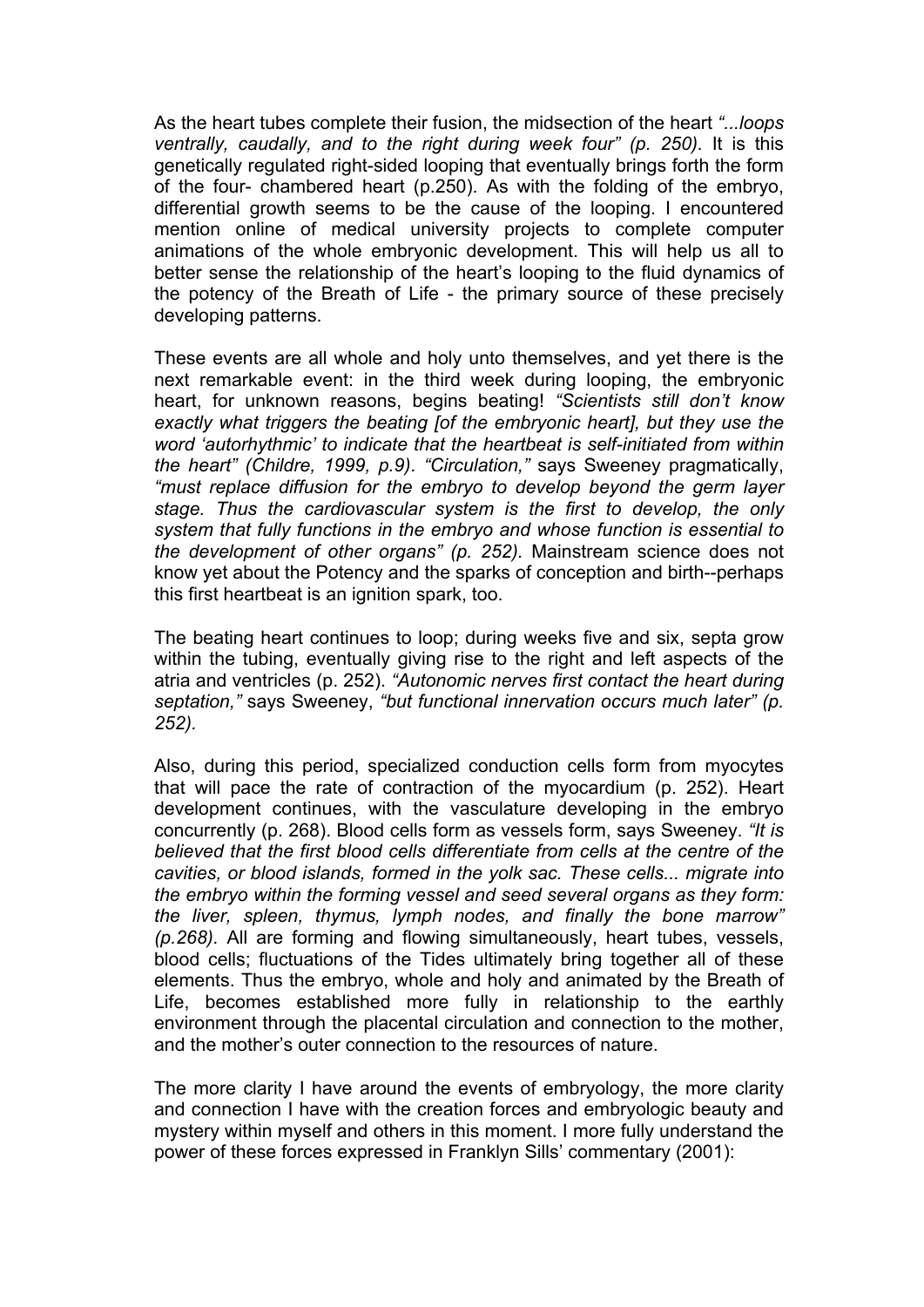As the heart tubes complete their fusion, the midsection of the heart *"...loops ventrally, caudally, and to the right during week four" (p. 250).* It is this genetically regulated right-sided looping that eventually brings forth the form of the four- chambered heart (p.250). As with the folding of the embryo, differential growth seems to be the cause of the looping. I encountered mention online of medical university projects to complete computer animations of the whole embryonic development. This will help us all to better sense the relationship of the heart's looping to the fluid dynamics of the potency of the Breath of Life - the primary source of these precisely developing patterns.

These events are all whole and holy unto themselves, and yet there is the next remarkable event: in the third week during looping, the embryonic heart, for unknown reasons, begins beating! *"Scientists still don't know exactly what triggers the beating [of the embryonic heart], but they use the word 'autorhythmic' to indicate that the heartbeat is self-initiated from within the heart" (Childre, 1999, p.9). "Circulation,"* says Sweeney pragmatically, *"must replace diffusion for the embryo to develop beyond the germ layer stage. Thus the cardiovascular system is the first to develop, the only system that fully functions in the embryo and whose function is essential to the development of other organs" (p. 252).* Mainstream science does not know yet about the Potency and the sparks of conception and birth--perhaps this first heartbeat is an ignition spark, too.

The beating heart continues to loop; during weeks five and six, septa grow within the tubing, eventually giving rise to the right and left aspects of the atria and ventricles (p. 252). *"Autonomic nerves first contact the heart during septation,"* says Sweeney, *"but functional innervation occurs much later" (p. 252).*

Also, during this period, specialized conduction cells form from myocytes that will pace the rate of contraction of the myocardium (p. 252). Heart development continues, with the vasculature developing in the embryo concurrently (p. 268). Blood cells form as vessels form, says Sweeney. *"It is believed that the first blood cells differentiate from cells at the centre of the cavities, or blood islands, formed in the yolk sac. These cells... migrate into the embryo within the forming vessel and seed several organs as they form: the liver, spleen, thymus, lymph nodes, and finally the bone marrow" (p.268).* All are forming and flowing simultaneously, heart tubes, vessels, blood cells; fluctuations of the Tides ultimately bring together all of these elements. Thus the embryo, whole and holy and animated by the Breath of Life, becomes established more fully in relationship to the earthly environment through the placental circulation and connection to the mother, and the mother's outer connection to the resources of nature.

The more clarity I have around the events of embryology, the more clarity and connection I have with the creation forces and embryologic beauty and mystery within myself and others in this moment. I more fully understand the power of these forces expressed in Franklyn Sills' commentary (2001):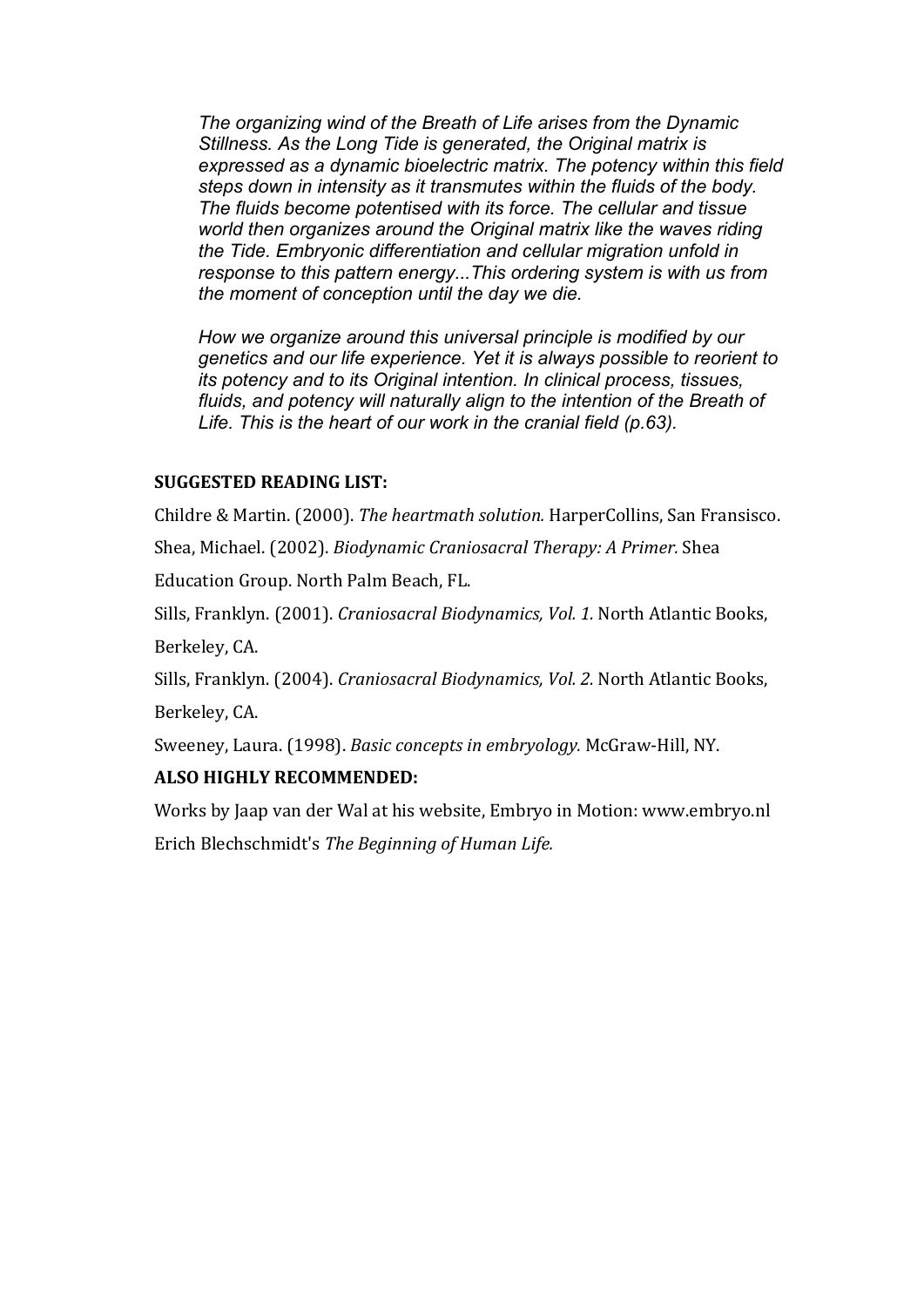> *The organizing wind of the Breath of Life arises from the Dynamic Stillness. As the Long Tide is generated, the Original matrix is expressed as a dynamic bioelectric matrix. The potency within this field steps down in intensity as it transmutes within the fluids of the body. The fluids become potentised with its force. The cellular and tissue world then organizes around the Original matrix like the waves riding the Tide. Embryonic differentiation and cellular migration unfold in response to this pattern energy…This ordering system is with us from the moment of conception until the day we die.*
>
> *How we organize around this universal principle is modified by our genetics and our life experience. Yet it is always possible to reorient to its potency and to its Original intention. In clinical process, tissues, fluids, and potency will naturally align to the intention of the Breath of Life. This is the heart of our work in the cranial field (p.63).*

**SUGGESTED READING LIST:**

Childre & Martin. (2000). *The heartmath solution.* HarperCollins, San Fransisco.

Shea, Michael. (2002). *Biodynamic Craniosacral Therapy: A Primer.* Shea Education Group. North Palm Beach, FL.

Sills, Franklyn. (2001). *Craniosacral Biodynamics, Vol. 1.* North Atlantic Books, Berkeley, CA.

Sills, Franklyn. (2004). *Craniosacral Biodynamics, Vol. 2.* North Atlantic Books, Berkeley, CA.

Sweeney, Laura. (1998). *Basic concepts in embryology.* McGraw-Hill, NY.

**ALSO HIGHLY RECOMMENDED:**

Works by Jaap van der Wal at his website, Embryo in Motion: www.embryo.nl

Erich Blechschmidt's *The Beginning of Human Life.*